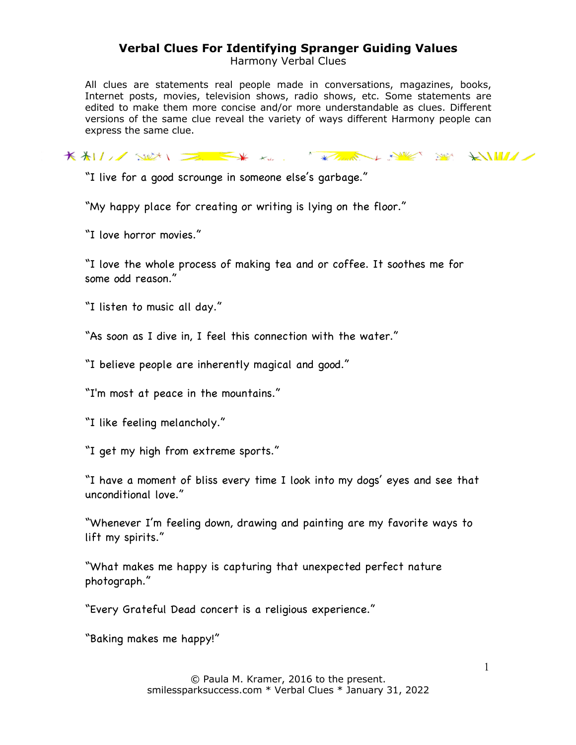# Verbal Clues For Identifying Spranger Guiding Values

Harmony Verbal Clues

All clues are statements real people made in conversations, magazines, books, Internet posts, movies, television shows, radio shows, etc. Some statements are edited to make them more concise and/or more understandable as clues. Different versions of the same clue reveal the variety of ways different Harmony people can express the same clue.

"I live for a good scrounge in someone else's garbage."

"My happy place for creating or writing is lying on the floor."

"I love horror movies."

"I love the whole process of making tea and or coffee. It soothes me for some odd reason."

"I listen to music all day."

"As soon as I dive in, I feel this connection with the water."

"I believe people are inherently magical and good."

"I'm most at peace in the mountains."

"I like feeling melancholy."

"I get my high from extreme sports."

"I have a moment of bliss every time I look into my dogs' eyes and see that unconditional love."

"Whenever I'm feeling down, drawing and painting are my favorite ways to lift my spirits."

"What makes me happy is capturing that unexpected perfect nature photograph."

"Every Grateful Dead concert is a religious experience."

"Baking makes me happy!"

© Paula M. Kramer, 2016 to the present.
smilessparksuccess.com * Verbal Clues * January 31, 2022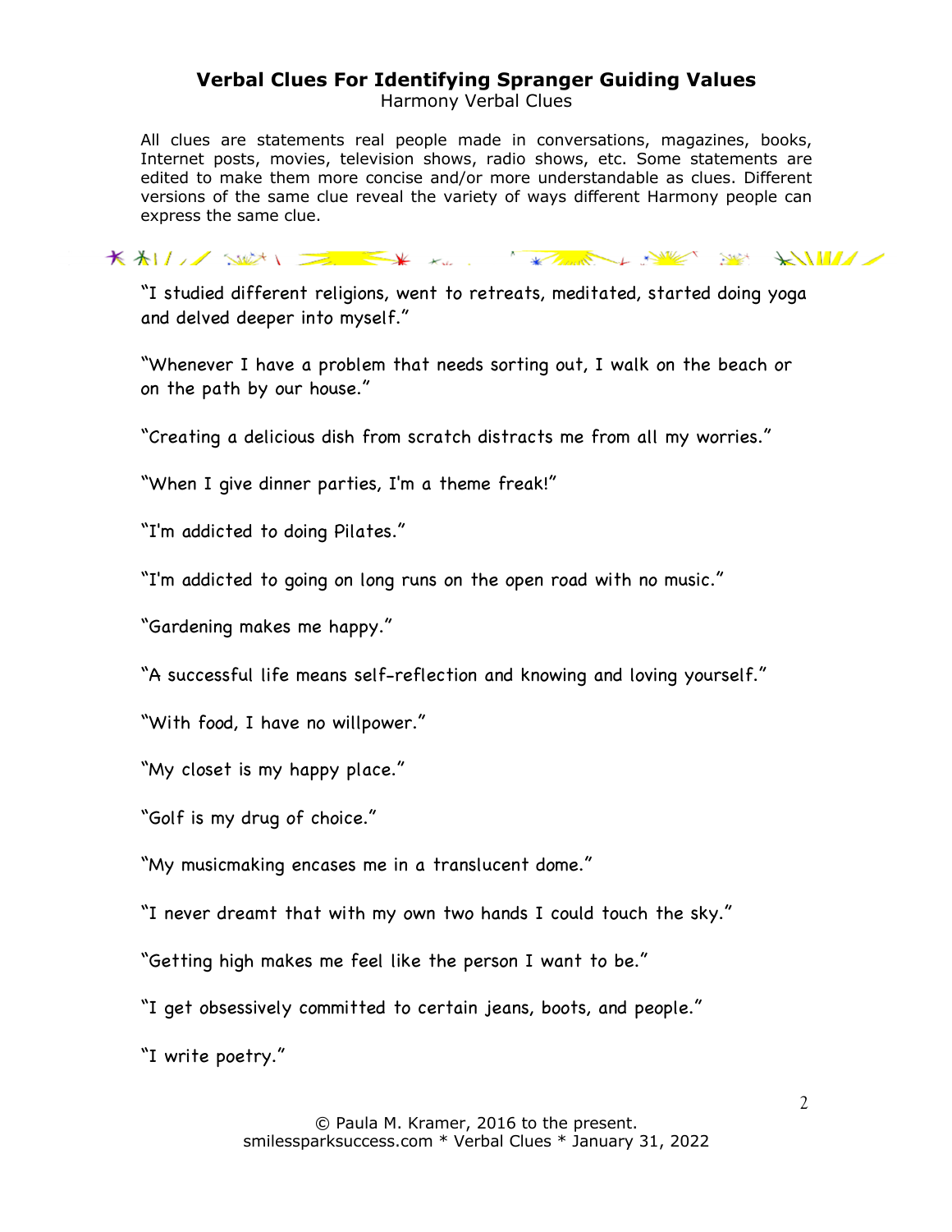## Verbal Clues For Identifying Spranger Guiding Values

Harmony Verbal Clues

All clues are statements real people made in conversations, magazines, books, Internet posts, movies, television shows, radio shows, etc. Some statements are edited to make them more concise and/or more understandable as clues. Different versions of the same clue reveal the variety of ways different Harmony people can express the same clue.

"I studied different religions, went to retreats, meditated, started doing yoga and delved deeper into myself."

"Whenever I have a problem that needs sorting out, I walk on the beach or on the path by our house."

"Creating a delicious dish from scratch distracts me from all my worries."

"When I give dinner parties, I'm a theme freak!"

"I'm addicted to doing Pilates."

"I'm addicted to going on long runs on the open road with no music."

"Gardening makes me happy."

"A successful life means self-reflection and knowing and loving yourself."

"With food, I have no willpower."

"My closet is my happy place."

"Golf is my drug of choice."

"My musicmaking encases me in a translucent dome."

"I never dreamt that with my own two hands I could touch the sky."

"Getting high makes me feel like the person I want to be."

"I get obsessively committed to certain jeans, boots, and people."

"I write poetry."

© Paula M. Kramer, 2016 to the present.
smilessparksuccess.com * Verbal Clues * January 31, 2022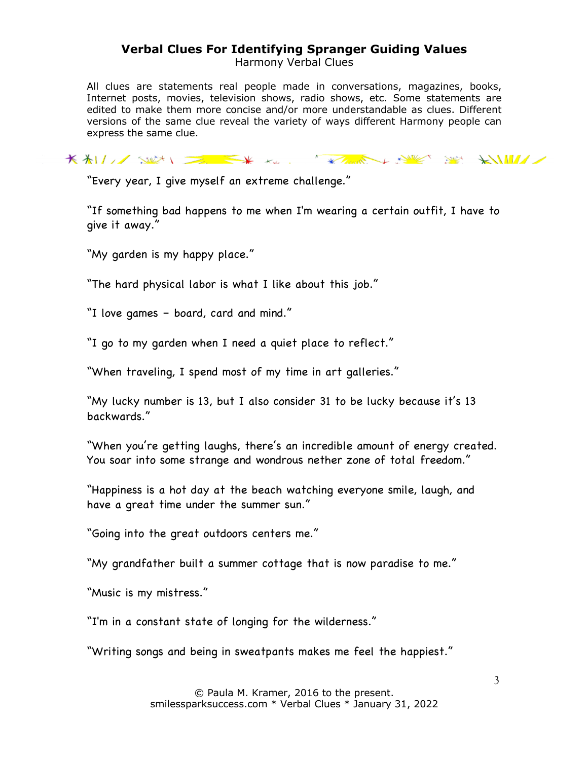# Verbal Clues For Identifying Spranger Guiding Values

Harmony Verbal Clues

All clues are statements real people made in conversations, magazines, books, Internet posts, movies, television shows, radio shows, etc. Some statements are edited to make them more concise and/or more understandable as clues. Different versions of the same clue reveal the variety of ways different Harmony people can express the same clue.

"Every year, I give myself an extreme challenge."

"If something bad happens to me when I'm wearing a certain outfit, I have to give it away."

"My garden is my happy place."

"The hard physical labor is what I like about this job."

"I love games – board, card and mind."

"I go to my garden when I need a quiet place to reflect."

"When traveling, I spend most of my time in art galleries."

"My lucky number is 13, but I also consider 31 to be lucky because it's 13 backwards."

"When you're getting laughs, there's an incredible amount of energy created. You soar into some strange and wondrous nether zone of total freedom."

"Happiness is a hot day at the beach watching everyone smile, laugh, and have a great time under the summer sun."

"Going into the great outdoors centers me."

"My grandfather built a summer cottage that is now paradise to me."

"Music is my mistress."

"I'm in a constant state of longing for the wilderness."

"Writing songs and being in sweatpants makes me feel the happiest."

© Paula M. Kramer, 2016 to the present.
smilessparksuccess.com * Verbal Clues * January 31, 2022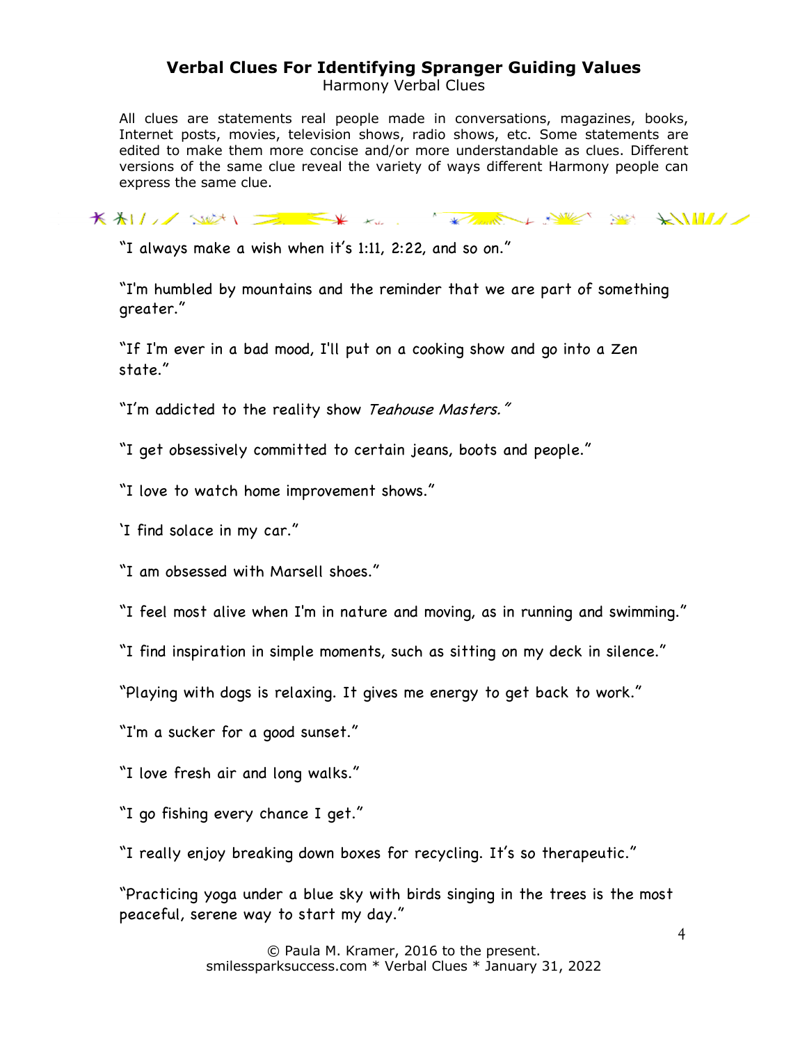# Verbal Clues For Identifying Spranger Guiding Values

Harmony Verbal Clues

All clues are statements real people made in conversations, magazines, books, Internet posts, movies, television shows, radio shows, etc. Some statements are edited to make them more concise and/or more understandable as clues. Different versions of the same clue reveal the variety of ways different Harmony people can express the same clue.

"I always make a wish when it's 1:11, 2:22, and so on."

"I'm humbled by mountains and the reminder that we are part of something greater."

"If I'm ever in a bad mood, I'll put on a cooking show and go into a Zen state."

"I'm addicted to the reality show *Teahouse Masters."*

"I get obsessively committed to certain jeans, boots and people."

"I love to watch home improvement shows."

'I find solace in my car."

"I am obsessed with Marsell shoes."

"I feel most alive when I'm in nature and moving, as in running and swimming."

"I find inspiration in simple moments, such as sitting on my deck in silence."

"Playing with dogs is relaxing. It gives me energy to get back to work."

"I'm a sucker for a good sunset."

"I love fresh air and long walks."

"I go fishing every chance I get."

"I really enjoy breaking down boxes for recycling. It's so therapeutic."

"Practicing yoga under a blue sky with birds singing in the trees is the most peaceful, serene way to start my day."

© Paula M. Kramer, 2016 to the present.
smilessparksuccess.com * Verbal Clues * January 31, 2022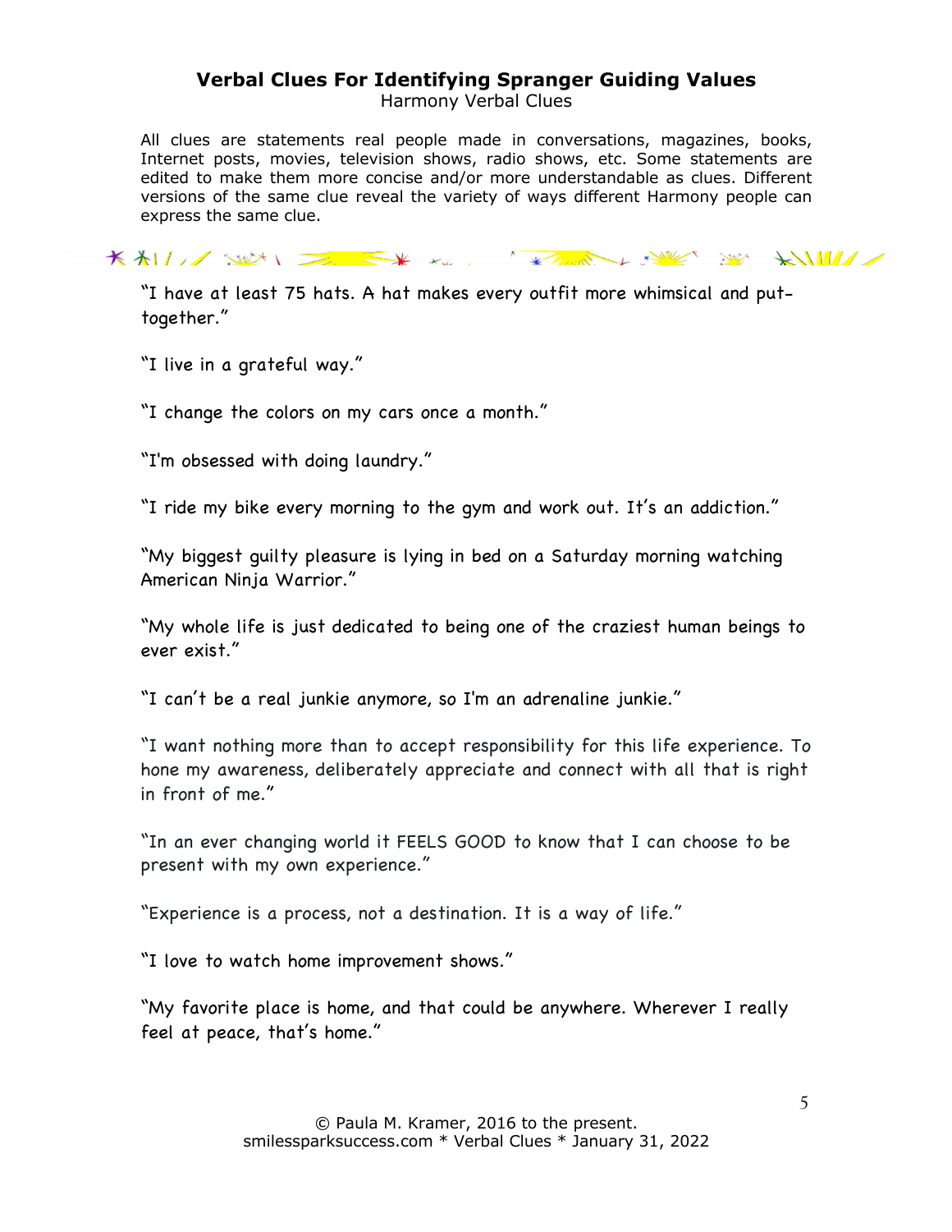# Verbal Clues For Identifying Spranger Guiding Values

Harmony Verbal Clues

All clues are statements real people made in conversations, magazines, books, Internet posts, movies, television shows, radio shows, etc. Some statements are edited to make them more concise and/or more understandable as clues. Different versions of the same clue reveal the variety of ways different Harmony people can express the same clue.

"I have at least 75 hats. A hat makes every outfit more whimsical and put-together."

"I live in a grateful way."

"I change the colors on my cars once a month."

"I'm obsessed with doing laundry."

"I ride my bike every morning to the gym and work out. It's an addiction."

"My biggest guilty pleasure is lying in bed on a Saturday morning watching American Ninja Warrior."

"My whole life is just dedicated to being one of the craziest human beings to ever exist."

"I can't be a real junkie anymore, so I'm an adrenaline junkie."

"I want nothing more than to accept responsibility for this life experience. To hone my awareness, deliberately appreciate and connect with all that is right in front of me."

"In an ever changing world it FEELS GOOD to know that I can choose to be present with my own experience."

"Experience is a process, not a destination. It is a way of life."

"I love to watch home improvement shows."

"My favorite place is home, and that could be anywhere. Wherever I really feel at peace, that's home."

© Paula M. Kramer, 2016 to the present.
smilessparksuccess.com * Verbal Clues * January 31, 2022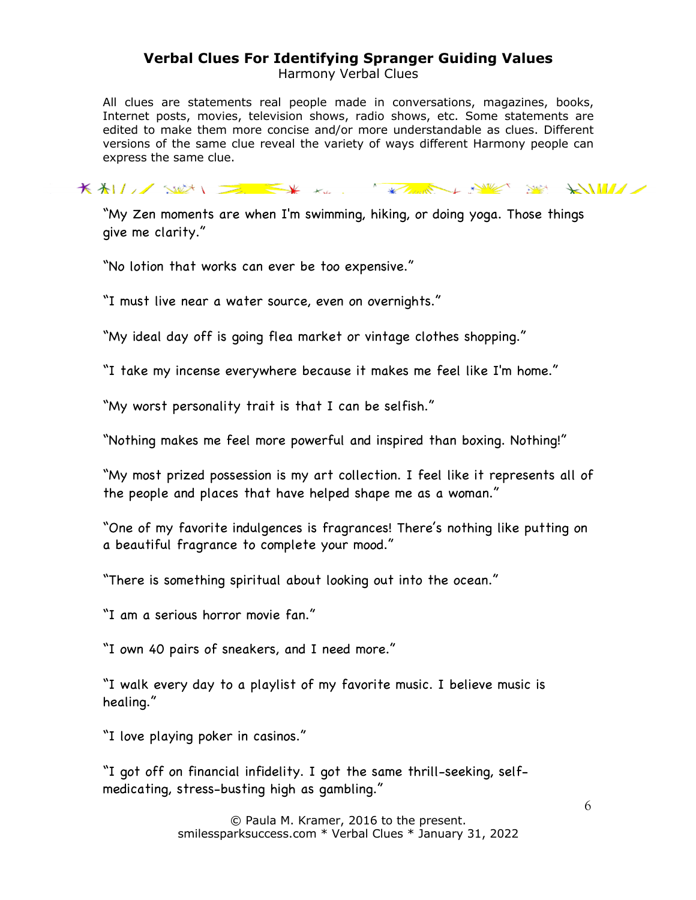# Verbal Clues For Identifying Spranger Guiding Values

Harmony Verbal Clues

All clues are statements real people made in conversations, magazines, books, Internet posts, movies, television shows, radio shows, etc. Some statements are edited to make them more concise and/or more understandable as clues. Different versions of the same clue reveal the variety of ways different Harmony people can express the same clue.

"My Zen moments are when I'm swimming, hiking, or doing yoga. Those things give me clarity."

"No lotion that works can ever be too expensive."

"I must live near a water source, even on overnights."

"My ideal day off is going flea market or vintage clothes shopping."

"I take my incense everywhere because it makes me feel like I'm home."

"My worst personality trait is that I can be selfish."

"Nothing makes me feel more powerful and inspired than boxing. Nothing!"

"My most prized possession is my art collection. I feel like it represents all of the people and places that have helped shape me as a woman."

"One of my favorite indulgences is fragrances! There's nothing like putting on a beautiful fragrance to complete your mood."

"There is something spiritual about looking out into the ocean."

"I am a serious horror movie fan."

"I own 40 pairs of sneakers, and I need more."

"I walk every day to a playlist of my favorite music. I believe music is healing."

"I love playing poker in casinos."

"I got off on financial infidelity. I got the same thrill-seeking, self-medicating, stress-busting high as gambling."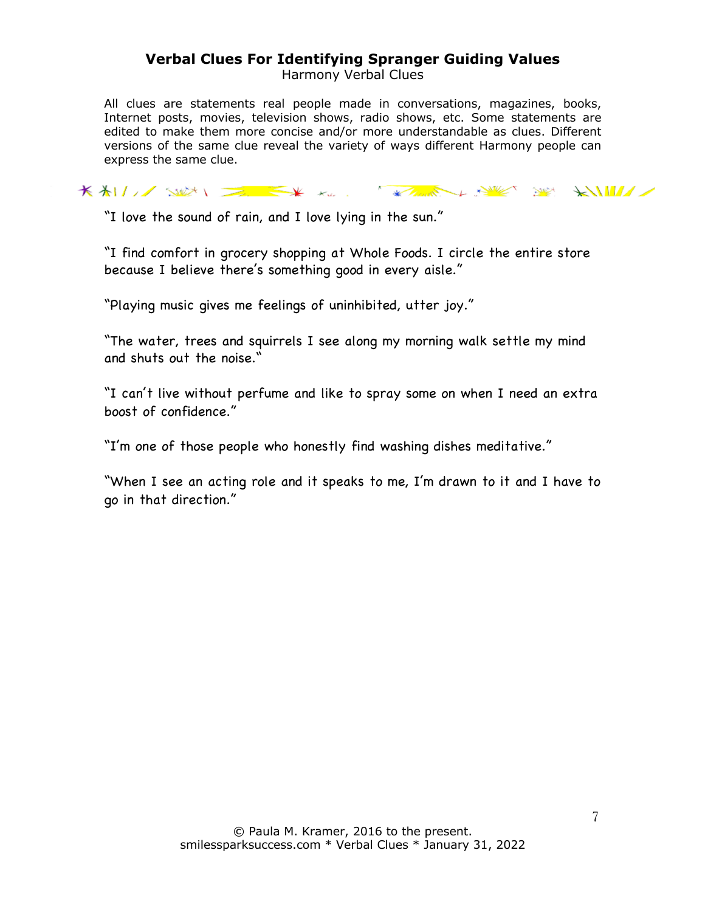# Verbal Clues For Identifying Spranger Guiding Values

Harmony Verbal Clues

All clues are statements real people made in conversations, magazines, books, Internet posts, movies, television shows, radio shows, etc. Some statements are edited to make them more concise and/or more understandable as clues. Different versions of the same clue reveal the variety of ways different Harmony people can express the same clue.

"I love the sound of rain, and I love lying in the sun."

"I find comfort in grocery shopping at Whole Foods. I circle the entire store because I believe there's something good in every aisle."

"Playing music gives me feelings of uninhibited, utter joy."

"The water, trees and squirrels I see along my morning walk settle my mind and shuts out the noise."

"I can't live without perfume and like to spray some on when I need an extra boost of confidence."

"I'm one of those people who honestly find washing dishes meditative."

"When I see an acting role and it speaks to me, I'm drawn to it and I have to go in that direction."

© Paula M. Kramer, 2016 to the present.
smilessparksuccess.com * Verbal Clues * January 31, 2022